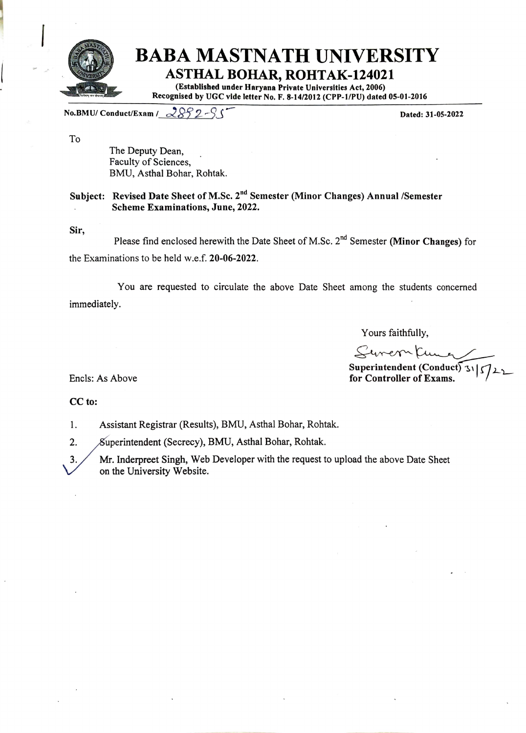# BABA MASTNATH UNIVERSITY

## ASTHAL BOHAR, ROHTAK-124021

**(Established under Haryana Private Universities Act, 2006)**
**Recognised by UGC vide letter No. F. 8-14/2012 (CPP-1/PU) dated 05-01-2016**

**No.BMU/ Conduct/Exam /** 2892-95 **Dated: 31-05-2022**

To

The Deputy Dean,
Faculty of Sciences,
BMU, Asthal Bohar, Rohtak.

**Subject: Revised Date Sheet of M.Sc. 2nd Semester (Minor Changes) Annual /Semester Scheme Examinations, June, 2022.**

**Sir,**

Please find enclosed herewith the Date Sheet of M.Sc. 2nd Semester **(Minor Changes)** for the Examinations to be held w.e.f. **20-06-2022.**

You are requested to circulate the above Date Sheet among the students concerned immediately.

Yours faithfully,

Suresh Kumar 31/5/22
**Superintendent (Conduct)**
**for Controller of Exams.**

Encls: As Above

**CC to:**

1. Assistant Registrar (Results), BMU, Asthal Bohar, Rohtak.
2. Superintendent (Secrecy), BMU, Asthal Bohar, Rohtak.
3. Mr. Inderpreet Singh, Web Developer with the request to upload the above Date Sheet on the University Website.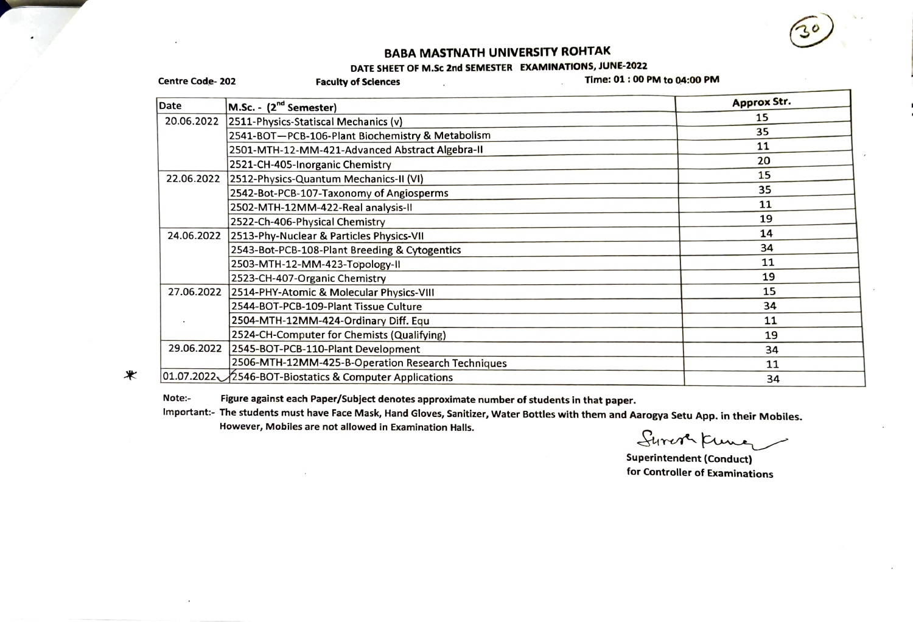# BABA MASTNATH UNIVERSITY ROHTAK

## DATE SHEET OF M.Sc 2nd SEMESTER EXAMINATIONS, JUNE-2022

**Centre Code- 202** **Faculty of Sciences** **Time: 01 : 00 PM to 04:00 PM**

| Date | M.Sc. - (2nd Semester) | Approx Str. |
|---|---|---|
| 20.06.2022 | 2511-Physics-Statiscal Mechanics (v) | 15 |
| | 2541-BOT—PCB-106-Plant Biochemistry & Metabolism | 35 |
| | 2501-MTH-12-MM-421-Advanced Abstract Algebra-II | 11 |
| | 2521-CH-405-Inorganic Chemistry | 20 |
| 22.06.2022 | 2512-Physics-Quantum Mechanics-II (VI) | 15 |
| | 2542-Bot-PCB-107-Taxonomy of Angiosperms | 35 |
| | 2502-MTH-12MM-422-Real analysis-II | 11 |
| | 2522-Ch-406-Physical Chemistry | 19 |
| 24.06.2022 | 2513-Phy-Nuclear & Particles Physics-VII | 14 |
| | 2543-Bot-PCB-108-Plant Breeding & Cytogentics | 34 |
| | 2503-MTH-12-MM-423-Topology-II | 11 |
| | 2523-CH-407-Organic Chemistry | 19 |
| 27.06.2022 | 2514-PHY-Atomic & Molecular Physics-VIII | 15 |
| | 2544-BOT-PCB-109-Plant Tissue Culture | 34 |
| | 2504-MTH-12MM-424-Ordinary Diff. Equ | 11 |
| | 2524-CH-Computer for Chemists (Qualifying) | 19 |
| 29.06.2022 | 2545-BOT-PCB-110-Plant Development | 34 |
| | 2506-MTH-12MM-425-B-Operation Research Techniques | 11 |
| 01.07.2022 | 2546-BOT-Biostatics & Computer Applications | 34 |

**Note:-** Figure against each Paper/Subject denotes approximate number of students in that paper.

**Important:-** The students must have Face Mask, Hand Gloves, Sanitizer, Water Bottles with them and Aarogya Setu App. in their Mobiles. However, Mobiles are not allowed in Examination Halls.

Suresh Kumar

**Superintendent (Conduct)**
**for Controller of Examinations**